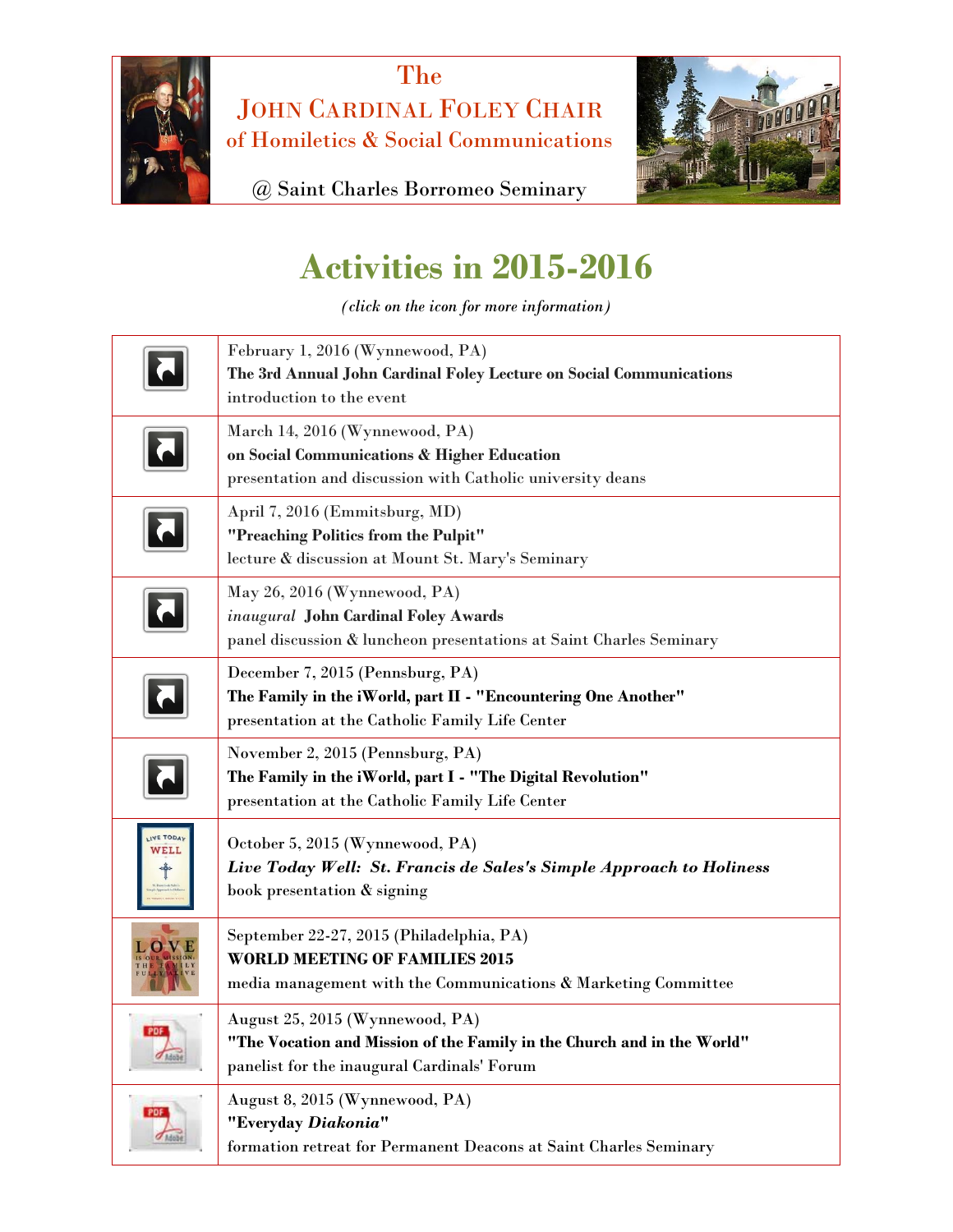# The JOHN CARDINAL FOLEY CHAIR of Homiletics & Social Communications

@ Saint Charles Borromeo Seminary

## Activities in 2015-2016

*(click on the icon for more information)*

| | |
|---|---|
| | February 1, 2016 (Wynnewood, PA)<br>**The 3rd Annual John Cardinal Foley Lecture on Social Communications**<br>introduction to the event |
| | March 14, 2016 (Wynnewood, PA)<br>**on Social Communications & Higher Education**<br>presentation and discussion with Catholic university deans |
| | April 7, 2016 (Emmitsburg, MD)<br>**"Preaching Politics from the Pulpit"**<br>lecture & discussion at Mount St. Mary's Seminary |
| | May 26, 2016 (Wynnewood, PA)<br>*inaugural* **John Cardinal Foley Awards**<br>panel discussion & luncheon presentations at Saint Charles Seminary |
| | December 7, 2015 (Pennsburg, PA)<br>**The Family in the iWorld, part II - "Encountering One Another"**<br>presentation at the Catholic Family Life Center |
| | November 2, 2015 (Pennsburg, PA)<br>**The Family in the iWorld, part I - "The Digital Revolution"**<br>presentation at the Catholic Family Life Center |
| | October 5, 2015 (Wynnewood, PA)<br>***Live Today Well: St. Francis de Sales's Simple Approach to Holiness***<br>book presentation & signing |
| | September 22-27, 2015 (Philadelphia, PA)<br>**WORLD MEETING OF FAMILIES 2015**<br>media management with the Communications & Marketing Committee |
| | August 25, 2015 (Wynnewood, PA)<br>**"The Vocation and Mission of the Family in the Church and in the World"**<br>panelist for the inaugural Cardinals' Forum |
| | August 8, 2015 (Wynnewood, PA)<br>**"Everyday *Diakonia*"**<br>formation retreat for Permanent Deacons at Saint Charles Seminary |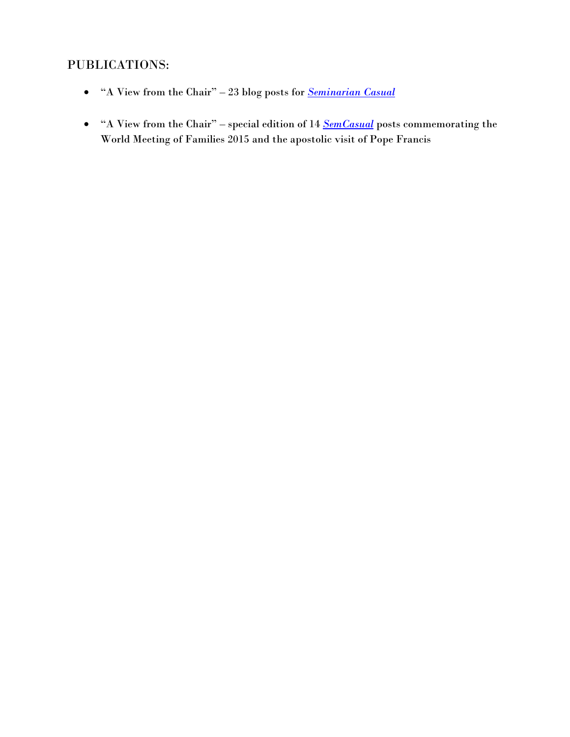## PUBLICATIONS:

- "A View from the Chair" – 23 blog posts for [*Seminarian Casual*]
- "A View from the Chair" – special edition of 14 [*SemCasual*] posts commemorating the World Meeting of Families 2015 and the apostolic visit of Pope Francis